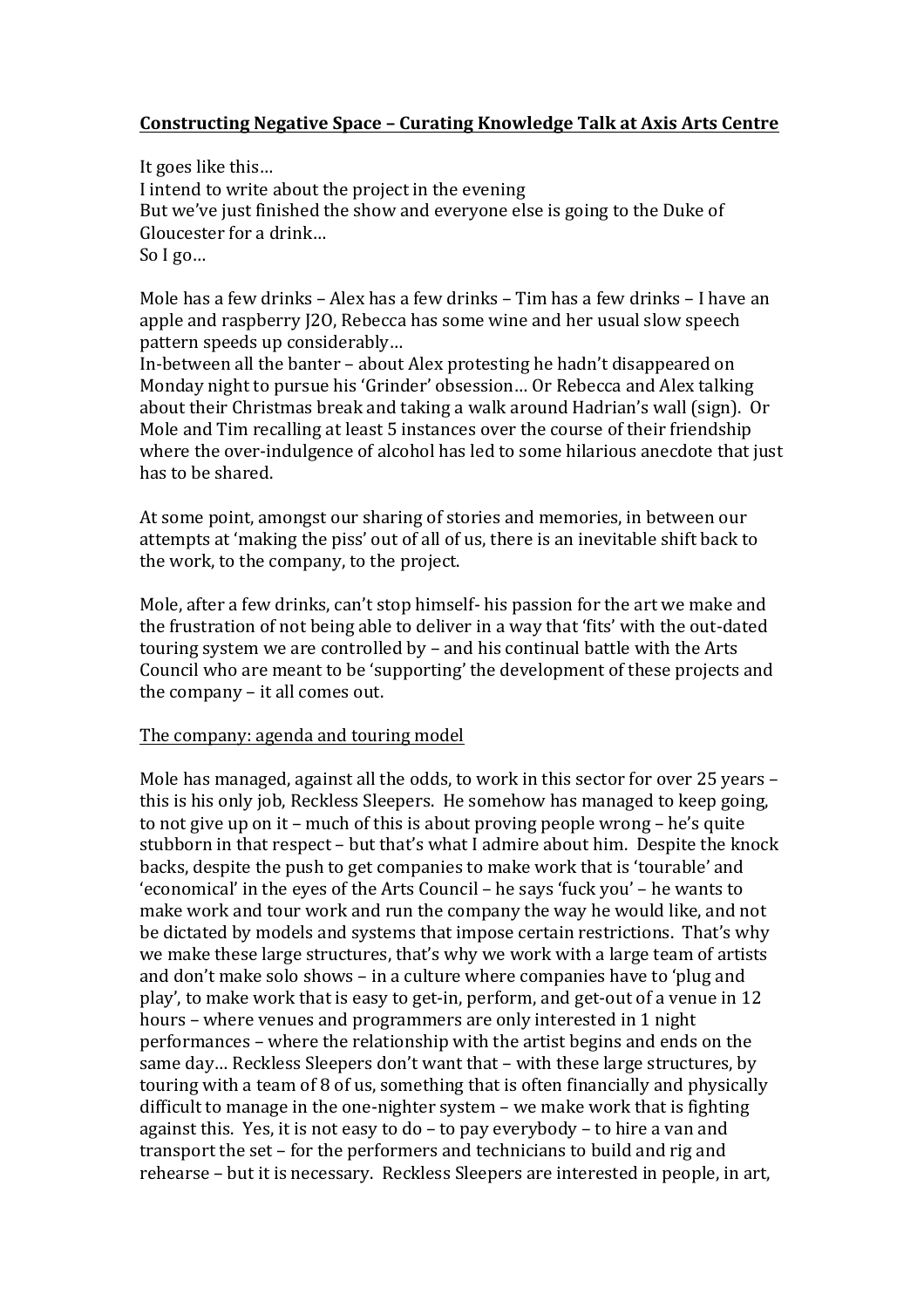# Constructing Negative Space – Curating Knowledge Talk at Axis Arts Centre

It goes like this…
I intend to write about the project in the evening
But we've just finished the show and everyone else is going to the Duke of Gloucester for a drink…
So I go…

Mole has a few drinks – Alex has a few drinks – Tim has a few drinks – I have an apple and raspberry J2O, Rebecca has some wine and her usual slow speech pattern speeds up considerably…
In-between all the banter – about Alex protesting he hadn't disappeared on Monday night to pursue his 'Grinder' obsession… Or Rebecca and Alex talking about their Christmas break and taking a walk around Hadrian's wall (sign). Or Mole and Tim recalling at least 5 instances over the course of their friendship where the over-indulgence of alcohol has led to some hilarious anecdote that just has to be shared.

At some point, amongst our sharing of stories and memories, in between our attempts at 'making the piss' out of all of us, there is an inevitable shift back to the work, to the company, to the project.

Mole, after a few drinks, can't stop himself- his passion for the art we make and the frustration of not being able to deliver in a way that 'fits' with the out-dated touring system we are controlled by – and his continual battle with the Arts Council who are meant to be 'supporting' the development of these projects and the company – it all comes out.

## The company: agenda and touring model

Mole has managed, against all the odds, to work in this sector for over 25 years – this is his only job, Reckless Sleepers. He somehow has managed to keep going, to not give up on it – much of this is about proving people wrong – he's quite stubborn in that respect – but that's what I admire about him. Despite the knock backs, despite the push to get companies to make work that is 'tourable' and 'economical' in the eyes of the Arts Council – he says 'fuck you' – he wants to make work and tour work and run the company the way he would like, and not be dictated by models and systems that impose certain restrictions. That's why we make these large structures, that's why we work with a large team of artists and don't make solo shows – in a culture where companies have to 'plug and play', to make work that is easy to get-in, perform, and get-out of a venue in 12 hours – where venues and programmers are only interested in 1 night performances – where the relationship with the artist begins and ends on the same day… Reckless Sleepers don't want that – with these large structures, by touring with a team of 8 of us, something that is often financially and physically difficult to manage in the one-nighter system – we make work that is fighting against this. Yes, it is not easy to do – to pay everybody – to hire a van and transport the set – for the performers and technicians to build and rig and rehearse – but it is necessary. Reckless Sleepers are interested in people, in art,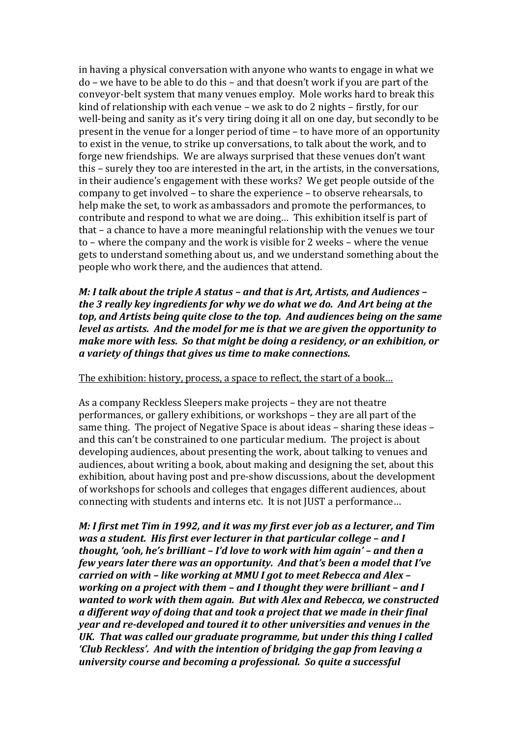in having a physical conversation with anyone who wants to engage in what we do – we have to be able to do this – and that doesn't work if you are part of the conveyor-belt system that many venues employ. Mole works hard to break this kind of relationship with each venue – we ask to do 2 nights – firstly, for our well-being and sanity as it's very tiring doing it all on one day, but secondly to be present in the venue for a longer period of time – to have more of an opportunity to exist in the venue, to strike up conversations, to talk about the work, and to forge new friendships. We are always surprised that these venues don't want this – surely they too are interested in the art, in the artists, in the conversations, in their audience's engagement with these works? We get people outside of the company to get involved – to share the experience – to observe rehearsals, to help make the set, to work as ambassadors and promote the performances, to contribute and respond to what we are doing… This exhibition itself is part of that – a chance to have a more meaningful relationship with the venues we tour to – where the company and the work is visible for 2 weeks – where the venue gets to understand something about us, and we understand something about the people who work there, and the audiences that attend.

***M: I talk about the triple A status – and that is Art, Artists, and Audiences – the 3 really key ingredients for why we do what we do. And Art being at the top, and Artists being quite close to the top. And audiences being on the same level as artists. And the model for me is that we are given the opportunity to make more with less. So that might be doing a residency, or an exhibition, or a variety of things that gives us time to make connections.***

<u>The exhibition: history, process, a space to reflect, the start of a book…</u>

As a company Reckless Sleepers make projects – they are not theatre performances, or gallery exhibitions, or workshops – they are all part of the same thing. The project of Negative Space is about ideas – sharing these ideas – and this can't be constrained to one particular medium. The project is about developing audiences, about presenting the work, about talking to venues and audiences, about writing a book, about making and designing the set, about this exhibition, about having post and pre-show discussions, about the development of workshops for schools and colleges that engages different audiences, about connecting with students and interns etc. It is not JUST a performance…

***M: I first met Tim in 1992, and it was my first ever job as a lecturer, and Tim was a student. His first ever lecturer in that particular college – and I thought, 'ooh, he's brilliant – I'd love to work with him again' – and then a few years later there was an opportunity. And that's been a model that I've carried on with – like working at MMU I got to meet Rebecca and Alex – working on a project with them – and I thought they were brilliant – and I wanted to work with them again. But with Alex and Rebecca, we constructed a different way of doing that and took a project that we made in their final year and re-developed and toured it to other universities and venues in the UK. That was called our graduate programme, but under this thing I called 'Club Reckless'. And with the intention of bridging the gap from leaving a university course and becoming a professional. So quite a successful***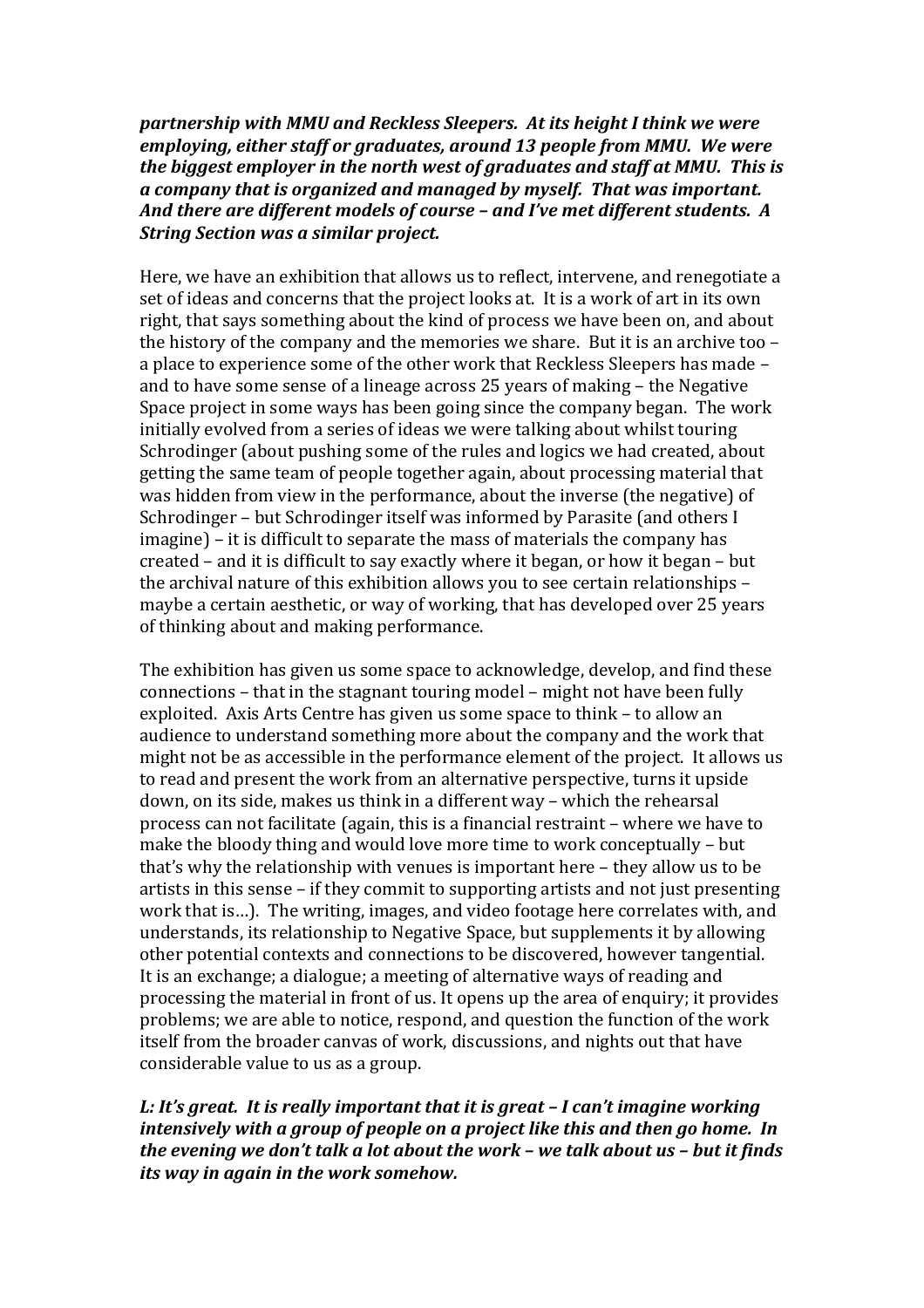***partnership with MMU and Reckless Sleepers. At its height I think we were employing, either staff or graduates, around 13 people from MMU. We were the biggest employer in the north west of graduates and staff at MMU. This is a company that is organized and managed by myself. That was important. And there are different models of course – and I've met different students. A String Section was a similar project.***

Here, we have an exhibition that allows us to reflect, intervene, and renegotiate a set of ideas and concerns that the project looks at. It is a work of art in its own right, that says something about the kind of process we have been on, and about the history of the company and the memories we share. But it is an archive too – a place to experience some of the other work that Reckless Sleepers has made – and to have some sense of a lineage across 25 years of making – the Negative Space project in some ways has been going since the company began. The work initially evolved from a series of ideas we were talking about whilst touring Schrodinger (about pushing some of the rules and logics we had created, about getting the same team of people together again, about processing material that was hidden from view in the performance, about the inverse (the negative) of Schrodinger – but Schrodinger itself was informed by Parasite (and others I imagine) – it is difficult to separate the mass of materials the company has created – and it is difficult to say exactly where it began, or how it began – but the archival nature of this exhibition allows you to see certain relationships – maybe a certain aesthetic, or way of working, that has developed over 25 years of thinking about and making performance.

The exhibition has given us some space to acknowledge, develop, and find these connections – that in the stagnant touring model – might not have been fully exploited. Axis Arts Centre has given us some space to think – to allow an audience to understand something more about the company and the work that might not be as accessible in the performance element of the project. It allows us to read and present the work from an alternative perspective, turns it upside down, on its side, makes us think in a different way – which the rehearsal process can not facilitate (again, this is a financial restraint – where we have to make the bloody thing and would love more time to work conceptually – but that's why the relationship with venues is important here – they allow us to be artists in this sense – if they commit to supporting artists and not just presenting work that is…). The writing, images, and video footage here correlates with, and understands, its relationship to Negative Space, but supplements it by allowing other potential contexts and connections to be discovered, however tangential. It is an exchange; a dialogue; a meeting of alternative ways of reading and processing the material in front of us. It opens up the area of enquiry; it provides problems; we are able to notice, respond, and question the function of the work itself from the broader canvas of work, discussions, and nights out that have considerable value to us as a group.

***L: It's great. It is really important that it is great – I can't imagine working intensively with a group of people on a project like this and then go home. In the evening we don't talk a lot about the work – we talk about us – but it finds its way in again in the work somehow.***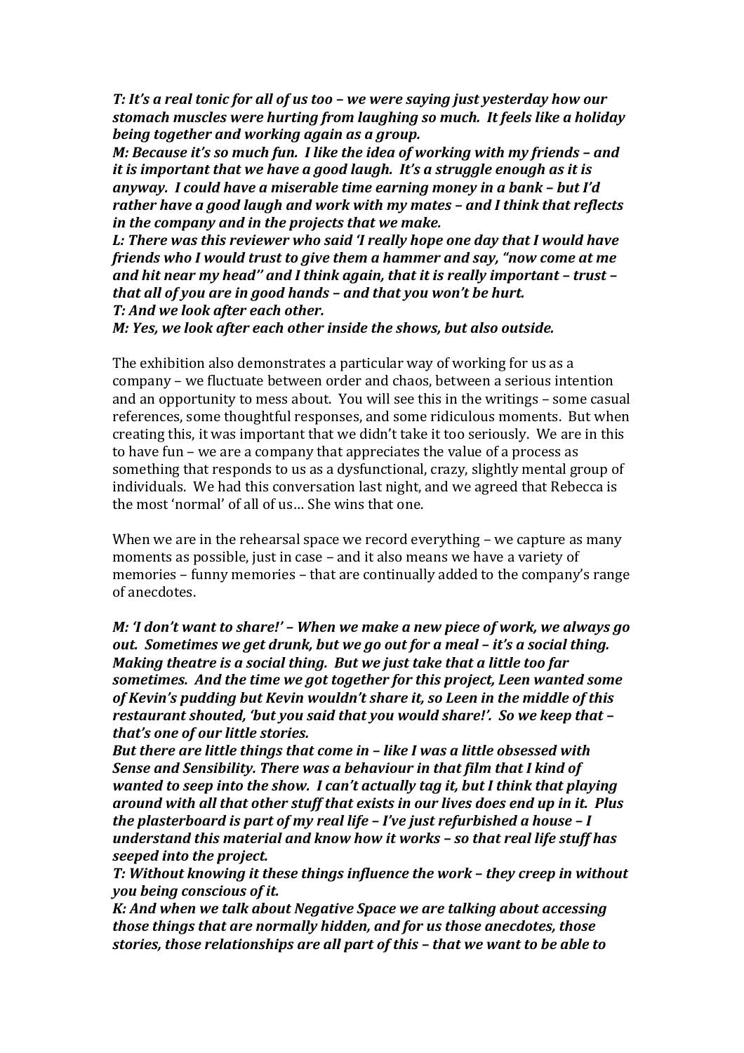***T: It's a real tonic for all of us too – we were saying just yesterday how our stomach muscles were hurting from laughing so much. It feels like a holiday being together and working again as a group.***
***M: Because it's so much fun. I like the idea of working with my friends – and it is important that we have a good laugh. It's a struggle enough as it is anyway. I could have a miserable time earning money in a bank – but I'd rather have a good laugh and work with my mates – and I think that reflects in the company and in the projects that we make.***
***L: There was this reviewer who said 'I really hope one day that I would have friends who I would trust to give them a hammer and say, "now come at me and hit near my head" and I think again, that it is really important – trust – that all of you are in good hands – and that you won't be hurt.***
***T: And we look after each other.***
***M: Yes, we look after each other inside the shows, but also outside.***

The exhibition also demonstrates a particular way of working for us as a company – we fluctuate between order and chaos, between a serious intention and an opportunity to mess about. You will see this in the writings – some casual references, some thoughtful responses, and some ridiculous moments. But when creating this, it was important that we didn't take it too seriously. We are in this to have fun – we are a company that appreciates the value of a process as something that responds to us as a dysfunctional, crazy, slightly mental group of individuals. We had this conversation last night, and we agreed that Rebecca is the most 'normal' of all of us… She wins that one.

When we are in the rehearsal space we record everything – we capture as many moments as possible, just in case – and it also means we have a variety of memories – funny memories – that are continually added to the company's range of anecdotes.

***M: 'I don't want to share!' – When we make a new piece of work, we always go out. Sometimes we get drunk, but we go out for a meal – it's a social thing. Making theatre is a social thing. But we just take that a little too far sometimes. And the time we got together for this project, Leen wanted some of Kevin's pudding but Kevin wouldn't share it, so Leen in the middle of this restaurant shouted, 'but you said that you would share!'. So we keep that – that's one of our little stories.***
***But there are little things that come in – like I was a little obsessed with Sense and Sensibility. There was a behaviour in that film that I kind of wanted to seep into the show. I can't actually tag it, but I think that playing around with all that other stuff that exists in our lives does end up in it. Plus the plasterboard is part of my real life – I've just refurbished a house – I understand this material and know how it works – so that real life stuff has seeped into the project.***
***T: Without knowing it these things influence the work – they creep in without you being conscious of it.***
***K: And when we talk about Negative Space we are talking about accessing those things that are normally hidden, and for us those anecdotes, those stories, those relationships are all part of this – that we want to be able to***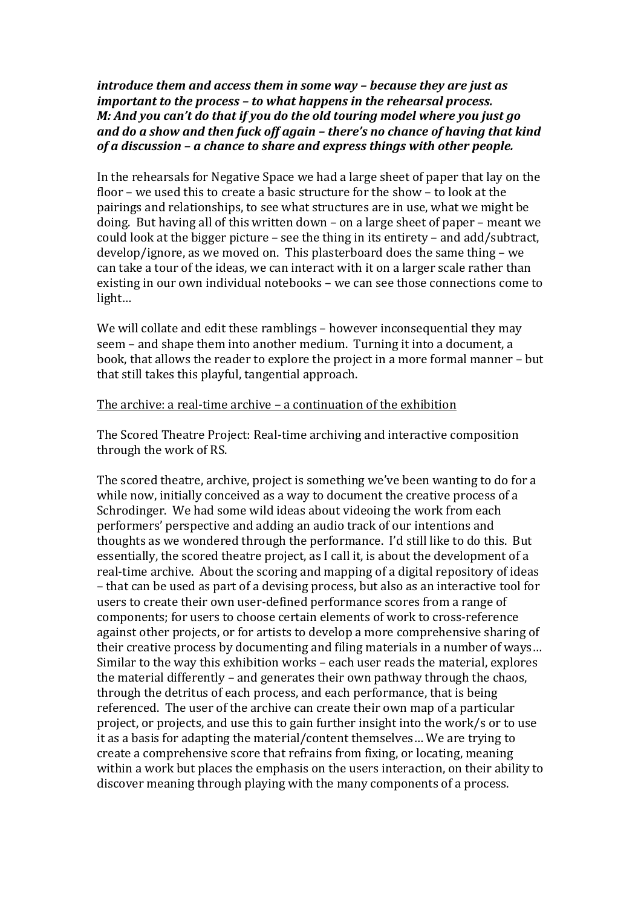***introduce them and access them in some way – because they are just as important to the process – to what happens in the rehearsal process.***
***M: And you can't do that if you do the old touring model where you just go and do a show and then fuck off again – there's no chance of having that kind of a discussion – a chance to share and express things with other people.***

In the rehearsals for Negative Space we had a large sheet of paper that lay on the floor – we used this to create a basic structure for the show – to look at the pairings and relationships, to see what structures are in use, what we might be doing. But having all of this written down – on a large sheet of paper – meant we could look at the bigger picture – see the thing in its entirety – and add/subtract, develop/ignore, as we moved on. This plasterboard does the same thing – we can take a tour of the ideas, we can interact with it on a larger scale rather than existing in our own individual notebooks – we can see those connections come to light…

We will collate and edit these ramblings – however inconsequential they may seem – and shape them into another medium. Turning it into a document, a book, that allows the reader to explore the project in a more formal manner – but that still takes this playful, tangential approach.

<u>The archive: a real-time archive – a continuation of the exhibition</u>

The Scored Theatre Project: Real-time archiving and interactive composition through the work of RS.

The scored theatre, archive, project is something we've been wanting to do for a while now, initially conceived as a way to document the creative process of a Schrodinger. We had some wild ideas about videoing the work from each performers' perspective and adding an audio track of our intentions and thoughts as we wondered through the performance. I'd still like to do this. But essentially, the scored theatre project, as I call it, is about the development of a real-time archive. About the scoring and mapping of a digital repository of ideas – that can be used as part of a devising process, but also as an interactive tool for users to create their own user-defined performance scores from a range of components; for users to choose certain elements of work to cross-reference against other projects, or for artists to develop a more comprehensive sharing of their creative process by documenting and filing materials in a number of ways… Similar to the way this exhibition works – each user reads the material, explores the material differently – and generates their own pathway through the chaos, through the detritus of each process, and each performance, that is being referenced. The user of the archive can create their own map of a particular project, or projects, and use this to gain further insight into the work/s or to use it as a basis for adapting the material/content themselves… We are trying to create a comprehensive score that refrains from fixing, or locating, meaning within a work but places the emphasis on the users interaction, on their ability to discover meaning through playing with the many components of a process.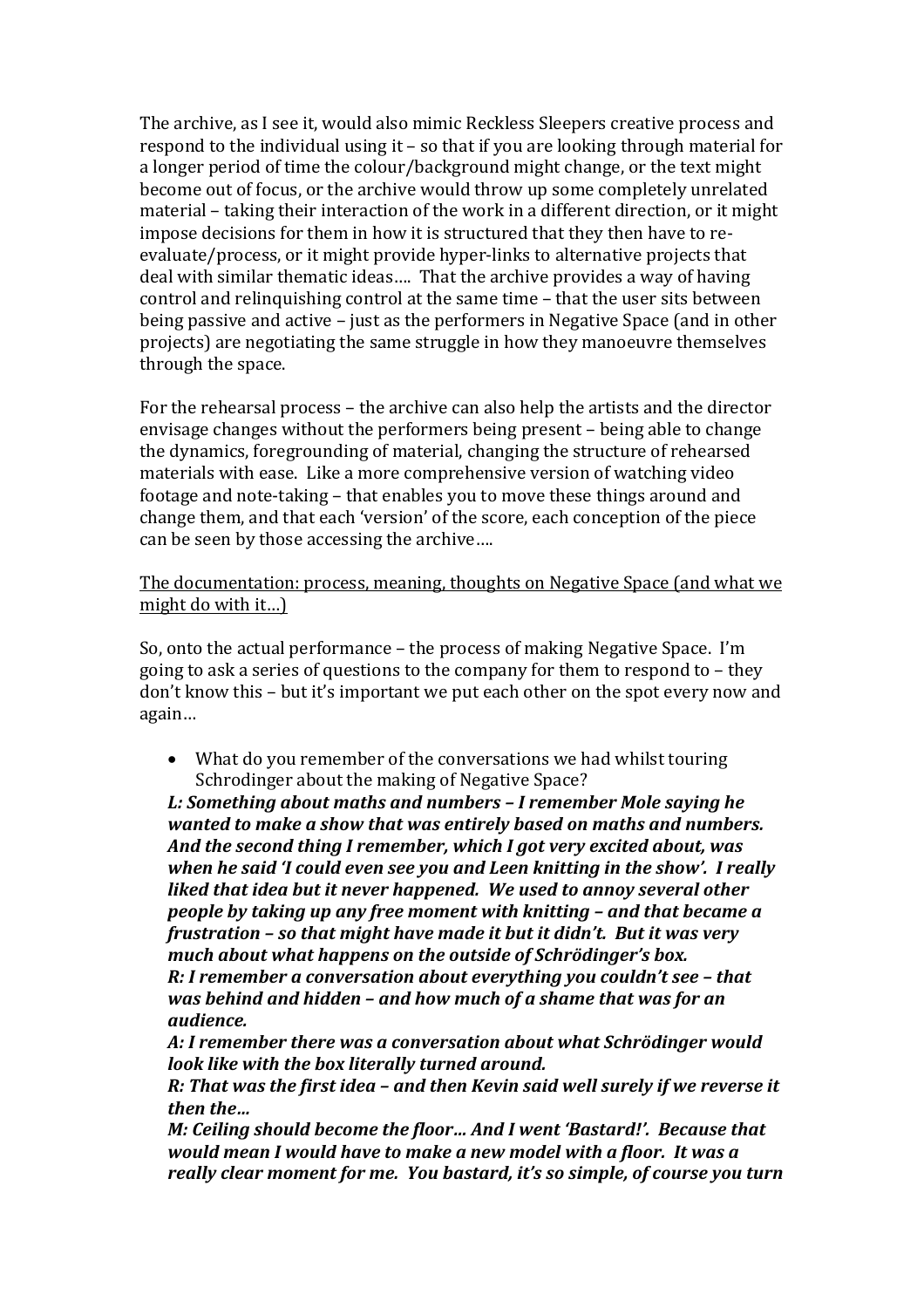The archive, as I see it, would also mimic Reckless Sleepers creative process and respond to the individual using it – so that if you are looking through material for a longer period of time the colour/background might change, or the text might become out of focus, or the archive would throw up some completely unrelated material – taking their interaction of the work in a different direction, or it might impose decisions for them in how it is structured that they then have to re-evaluate/process, or it might provide hyper-links to alternative projects that deal with similar thematic ideas…. That the archive provides a way of having control and relinquishing control at the same time – that the user sits between being passive and active – just as the performers in Negative Space (and in other projects) are negotiating the same struggle in how they manoeuvre themselves through the space.

For the rehearsal process – the archive can also help the artists and the director envisage changes without the performers being present – being able to change the dynamics, foregrounding of material, changing the structure of rehearsed materials with ease. Like a more comprehensive version of watching video footage and note-taking – that enables you to move these things around and change them, and that each 'version' of the score, each conception of the piece can be seen by those accessing the archive….

<u>The documentation: process, meaning, thoughts on Negative Space (and what we might do with it…)</u>

So, onto the actual performance – the process of making Negative Space. I'm going to ask a series of questions to the company for them to respond to – they don't know this – but it's important we put each other on the spot every now and again…

- What do you remember of the conversations we had whilst touring Schrodinger about the making of Negative Space?

***L: Something about maths and numbers – I remember Mole saying he wanted to make a show that was entirely based on maths and numbers. And the second thing I remember, which I got very excited about, was when he said 'I could even see you and Leen knitting in the show'. I really liked that idea but it never happened. We used to annoy several other people by taking up any free moment with knitting – and that became a frustration – so that might have made it but it didn't. But it was very much about what happens on the outside of Schrödinger's box.***
***R: I remember a conversation about everything you couldn't see – that was behind and hidden – and how much of a shame that was for an audience.***
***A: I remember there was a conversation about what Schrödinger would look like with the box literally turned around.***
***R: That was the first idea – and then Kevin said well surely if we reverse it then the…***
***M: Ceiling should become the floor… And I went 'Bastard!'. Because that would mean I would have to make a new model with a floor. It was a really clear moment for me. You bastard, it's so simple, of course you turn***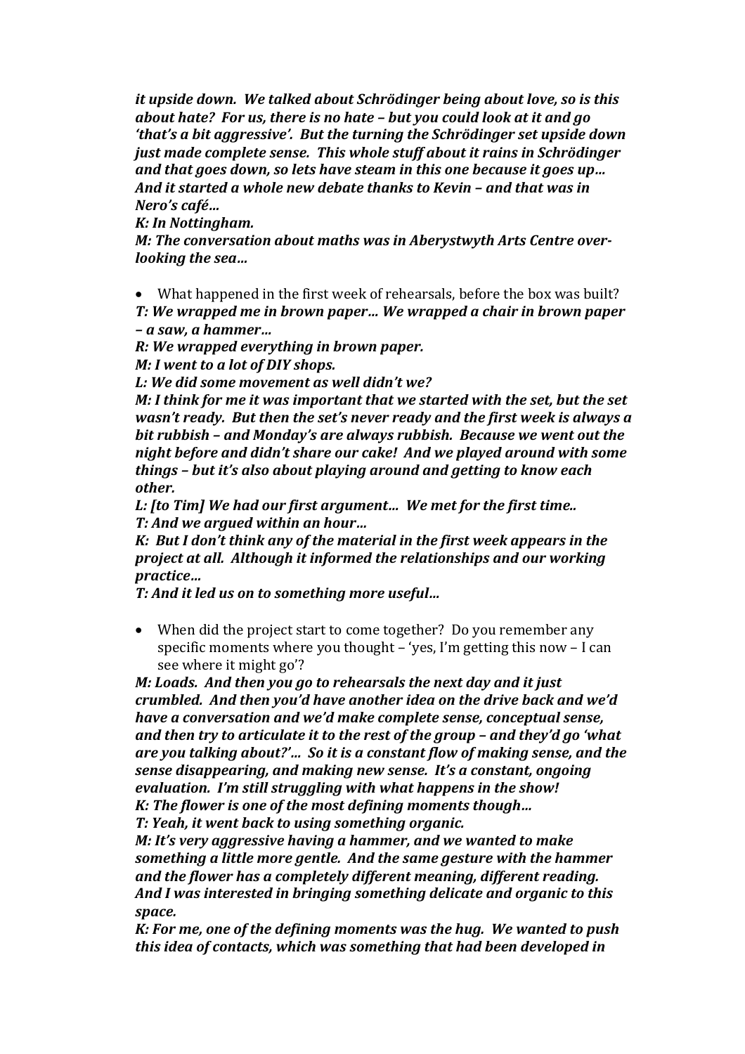*it upside down. We talked about Schrödinger being about love, so is this about hate? For us, there is no hate – but you could look at it and go 'that's a bit aggressive'. But the turning the Schrödinger set upside down just made complete sense. This whole stuff about it rains in Schrödinger and that goes down, so lets have steam in this one because it goes up… And it started a whole new debate thanks to Kevin – and that was in Nero's café…*

*K: In Nottingham.*

*M: The conversation about maths was in Aberystwyth Arts Centre over-looking the sea…*

- What happened in the first week of rehearsals, before the box was built?

*T: We wrapped me in brown paper… We wrapped a chair in brown paper – a saw, a hammer…*

*R: We wrapped everything in brown paper.*

*M: I went to a lot of DIY shops.*

*L: We did some movement as well didn't we?*

*M: I think for me it was important that we started with the set, but the set wasn't ready. But then the set's never ready and the first week is always a bit rubbish – and Monday's are always rubbish. Because we went out the night before and didn't share our cake! And we played around with some things – but it's also about playing around and getting to know each other.*

*L: [to Tim] We had our first argument… We met for the first time..*

*T: And we argued within an hour…*

*K: But I don't think any of the material in the first week appears in the project at all. Although it informed the relationships and our working practice…*

*T: And it led us on to something more useful…*

- When did the project start to come together? Do you remember any specific moments where you thought – 'yes, I'm getting this now – I can see where it might go'?

*M: Loads. And then you go to rehearsals the next day and it just crumbled. And then you'd have another idea on the drive back and we'd have a conversation and we'd make complete sense, conceptual sense, and then try to articulate it to the rest of the group – and they'd go 'what are you talking about?'… So it is a constant flow of making sense, and the sense disappearing, and making new sense. It's a constant, ongoing evaluation. I'm still struggling with what happens in the show!*

*K: The flower is one of the most defining moments though…*

*T: Yeah, it went back to using something organic.*

*M: It's very aggressive having a hammer, and we wanted to make something a little more gentle. And the same gesture with the hammer and the flower has a completely different meaning, different reading. And I was interested in bringing something delicate and organic to this space.*

*K: For me, one of the defining moments was the hug. We wanted to push this idea of contacts, which was something that had been developed in*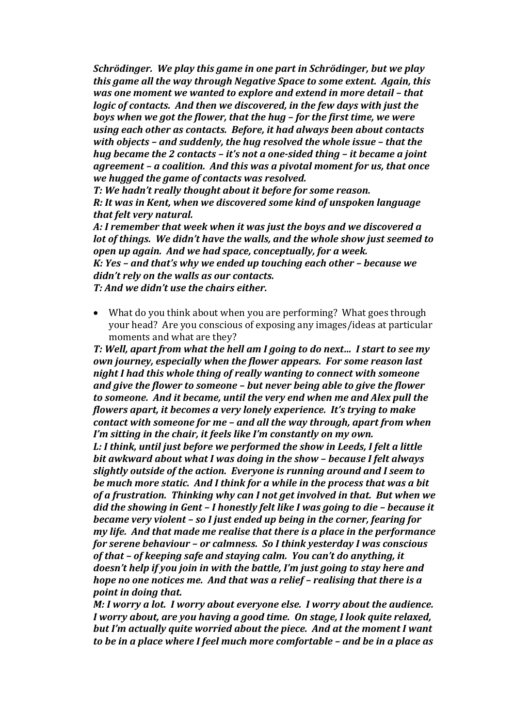***Schrödinger. We play this game in one part in Schrödinger, but we play this game all the way through Negative Space to some extent. Again, this was one moment we wanted to explore and extend in more detail – that logic of contacts. And then we discovered, in the few days with just the boys when we got the flower, that the hug – for the first time, we were using each other as contacts. Before, it had always been about contacts with objects – and suddenly, the hug resolved the whole issue – that the hug became the 2 contacts – it's not a one-sided thing – it became a joint agreement – a coalition. And this was a pivotal moment for us, that once we hugged the game of contacts was resolved.***

***T: We hadn't really thought about it before for some reason.***

***R: It was in Kent, when we discovered some kind of unspoken language that felt very natural.***

***A: I remember that week when it was just the boys and we discovered a lot of things. We didn't have the walls, and the whole show just seemed to open up again. And we had space, conceptually, for a week.***

***K: Yes – and that's why we ended up touching each other – because we didn't rely on the walls as our contacts.***

***T: And we didn't use the chairs either.***

- What do you think about when you are performing? What goes through your head? Are you conscious of exposing any images/ideas at particular moments and what are they?

***T: Well, apart from what the hell am I going to do next... I start to see my own journey, especially when the flower appears. For some reason last night I had this whole thing of really wanting to connect with someone and give the flower to someone – but never being able to give the flower to someone. And it became, until the very end when me and Alex pull the flowers apart, it becomes a very lonely experience. It's trying to make contact with someone for me – and all the way through, apart from when I'm sitting in the chair, it feels like I'm constantly on my own.***

***L: I think, until just before we performed the show in Leeds, I felt a little bit awkward about what I was doing in the show – because I felt always slightly outside of the action. Everyone is running around and I seem to be much more static. And I think for a while in the process that was a bit of a frustration. Thinking why can I not get involved in that. But when we did the showing in Gent – I honestly felt like I was going to die – because it became very violent – so I just ended up being in the corner, fearing for my life. And that made me realise that there is a place in the performance for serene behaviour – or calmness. So I think yesterday I was conscious of that – of keeping safe and staying calm. You can't do anything, it doesn't help if you join in with the battle, I'm just going to stay here and hope no one notices me. And that was a relief – realising that there is a point in doing that.***

***M: I worry a lot. I worry about everyone else. I worry about the audience. I worry about, are you having a good time. On stage, I look quite relaxed, but I'm actually quite worried about the piece. And at the moment I want to be in a place where I feel much more comfortable – and be in a place as***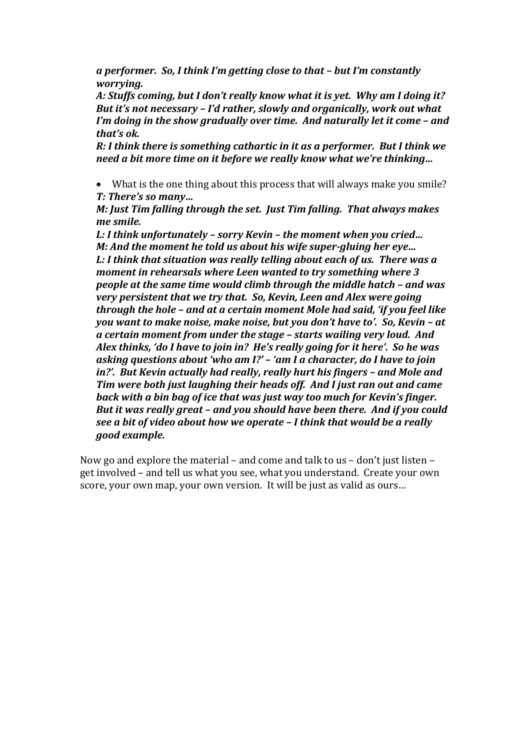***a performer. So, I think I'm getting close to that – but I'm constantly worrying.***
***A: Stuffs coming, but I don't really know what it is yet. Why am I doing it? But it's not necessary – I'd rather, slowly and organically, work out what I'm doing in the show gradually over time. And naturally let it come – and that's ok.***
***R: I think there is something cathartic in it as a performer. But I think we need a bit more time on it before we really know what we're thinking…***

- What is the one thing about this process that will always make you smile?
***T: There's so many…***
***M: Just Tim falling through the set. Just Tim falling. That always makes me smile.***
***L: I think unfortunately – sorry Kevin – the moment when you cried…***
***M: And the moment he told us about his wife super-gluing her eye…***
***L: I think that situation was really telling about each of us. There was a moment in rehearsals where Leen wanted to try something where 3 people at the same time would climb through the middle hatch – and was very persistent that we try that. So, Kevin, Leen and Alex were going through the hole – and at a certain moment Mole had said, 'if you feel like you want to make noise, make noise, but you don't have to'. So, Kevin – at a certain moment from under the stage – starts wailing very loud. And Alex thinks, 'do I have to join in? He's really going for it here'. So he was asking questions about 'who am I?' – 'am I a character, do I have to join in?'. But Kevin actually had really, really hurt his fingers – and Mole and Tim were both just laughing their heads off. And I just ran out and came back with a bin bag of ice that was just way too much for Kevin's finger. But it was really great – and you should have been there. And if you could see a bit of video about how we operate – I think that would be a really good example.***

Now go and explore the material – and come and talk to us – don't just listen – get involved – and tell us what you see, what you understand. Create your own score, your own map, your own version. It will be just as valid as ours…